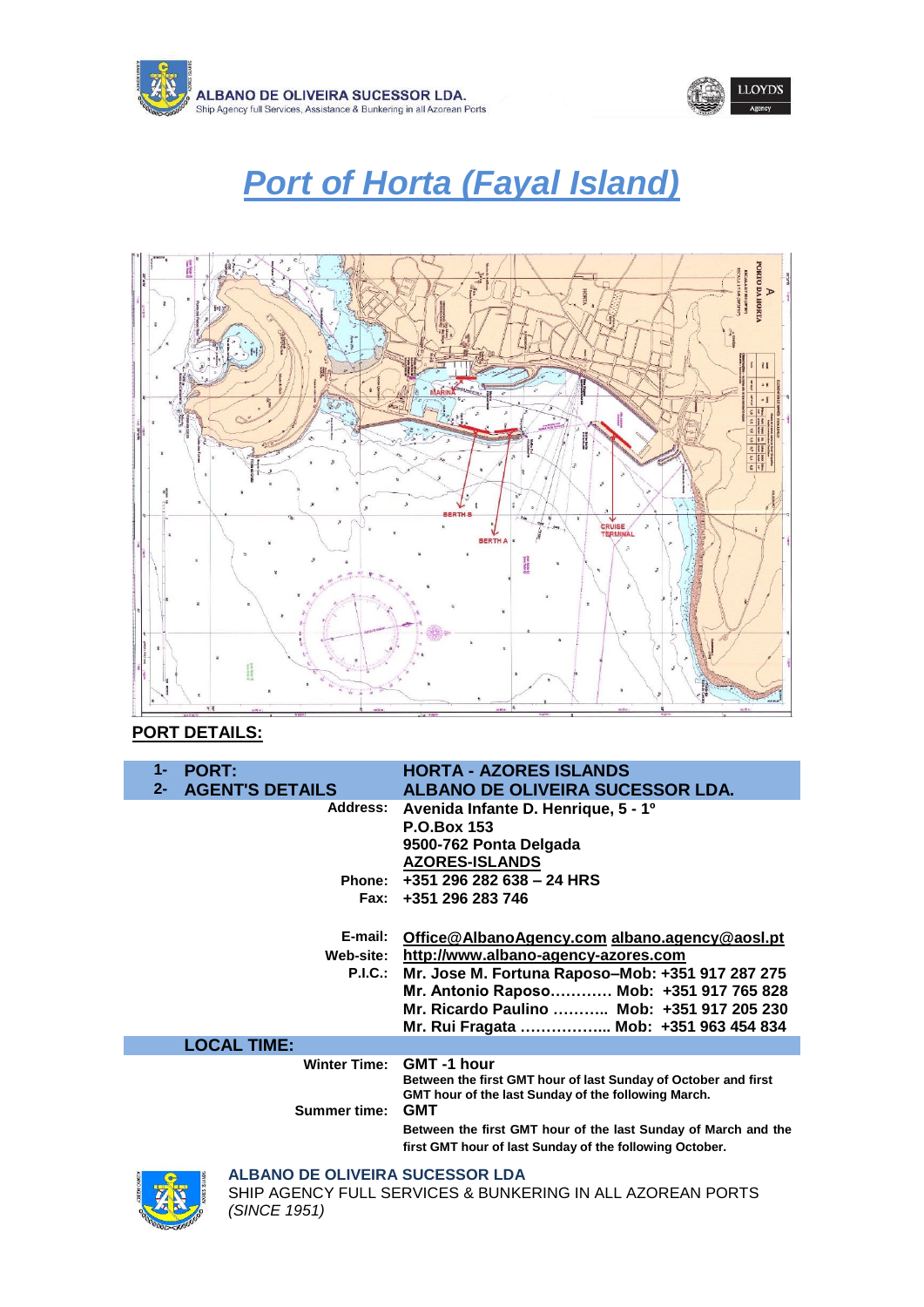ALBANO DE OLIVEIRA SUCESSOR LDA.
Ship Agency full Services, Assistance & Bunkering in all Azorean Ports

# *Port of Horta (Fayal Island)*

## PORT DETAILS:

| | |
|---|---|
| **1- PORT:** | **HORTA - AZORES ISLANDS** |
| **2- AGENT'S DETAILS** | **ALBANO DE OLIVEIRA SUCESSOR LDA.** |
| **Address:** | **Avenida Infante D. Henrique, 5 - 1º**<br>**P.O.Box 153**<br>**9500-762 Ponta Delgada**<br>**AZORES-ISLANDS** |
| **Phone:** | **+351 296 282 638 – 24 HRS** |
| **Fax:** | **+351 296 283 746** |
| **E-mail:** | **Office@AlbanoAgency.com albano.agency@aosl.pt** |
| **Web-site:** | **http://www.albano-agency-azores.com** |
| **P.I.C.:** | **Mr. Jose M. Fortuna Raposo–Mob: +351 917 287 275**<br>**Mr. Antonio Raposo………… Mob: +351 917 765 828**<br>**Mr. Ricardo Paulino ……….. Mob: +351 917 205 230**<br>**Mr. Rui Fragata …………….. Mob: +351 963 454 834** |
| **LOCAL TIME:** | |
| **Winter Time:** | **GMT -1 hour**<br>**Between the first GMT hour of last Sunday of October and first GMT hour of the last Sunday of the following March.** |
| **Summer time:** | **GMT**<br>**Between the first GMT hour of the last Sunday of March and the first GMT hour of last Sunday of the following October.** |

**ALBANO DE OLIVEIRA SUCESSOR LDA**
SHIP AGENCY FULL SERVICES & BUNKERING IN ALL AZOREAN PORTS
*(SINCE 1951)*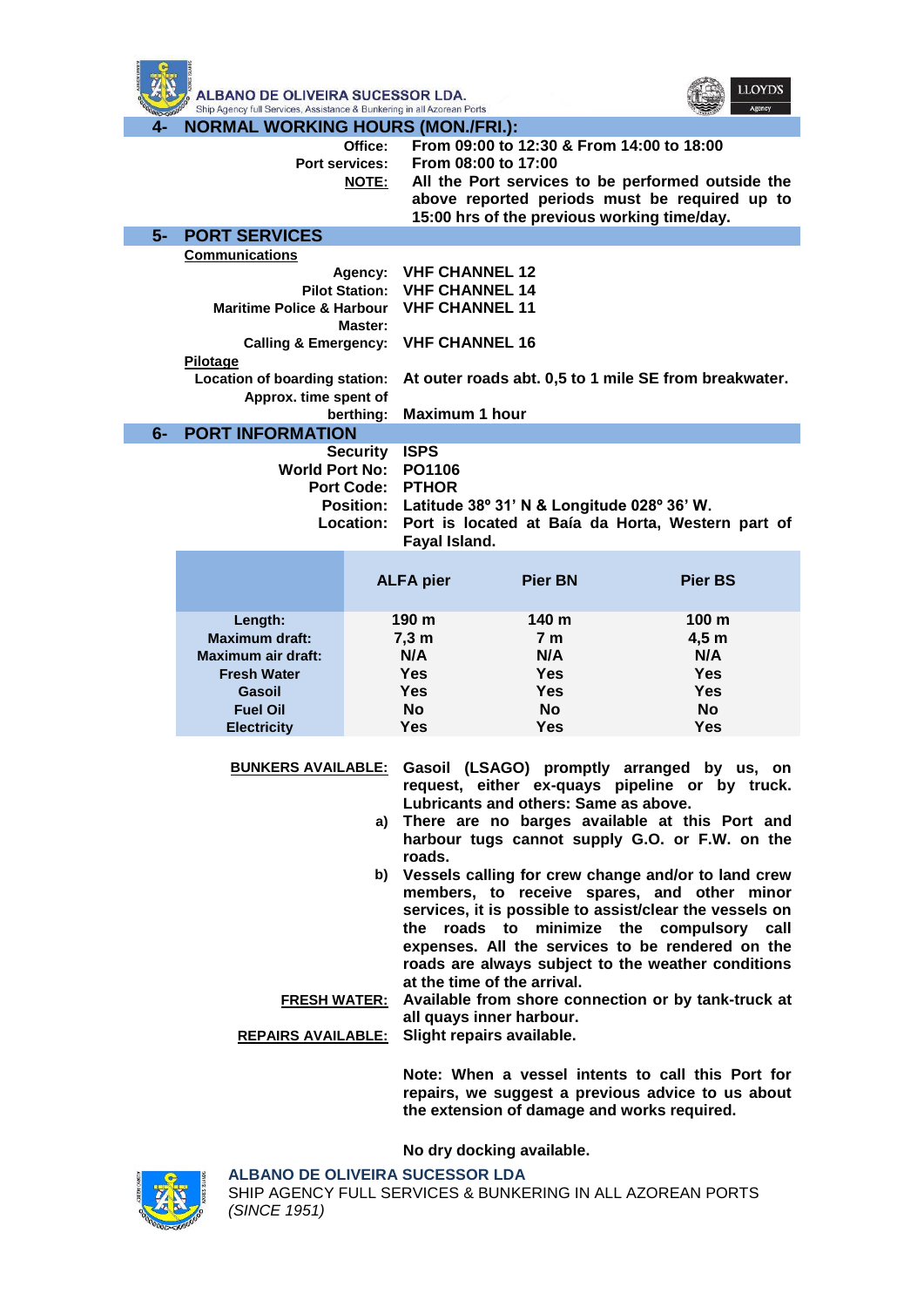## 4- NORMAL WORKING HOURS (MON./FRI.):

**Office:** From 09:00 to 12:30 & From 14:00 to 18:00

**Port services:** From 08:00 to 17:00

**NOTE:** All the Port services to be performed outside the above reported periods must be required up to 15:00 hrs of the previous working time/day.

## 5- PORT SERVICES

**Communications**

**Agency:** VHF CHANNEL 12

**Pilot Station:** VHF CHANNEL 14

**Maritime Police & Harbour Master:** VHF CHANNEL 11

**Calling & Emergency:** VHF CHANNEL 16

**Pilotage**

**Location of boarding station:** At outer roads abt. 0,5 to 1 mile SE from breakwater.

**Approx. time spent of berthing:** Maximum 1 hour

## 6- PORT INFORMATION

**Security** ISPS

**World Port No:** PO1106

**Port Code:** PTHOR

**Position:** Latitude 38º 31' N & Longitude 028º 36' W.

**Location:** Port is located at Baía da Horta, Western part of Fayal Island.

| | ALFA pier | Pier BN | Pier BS |
|---|---|---|---|
| Length: | 190 m | 140 m | 100 m |
| Maximum draft: | 7,3 m | 7 m | 4,5 m |
| Maximum air draft: | N/A | N/A | N/A |
| Fresh Water | Yes | Yes | Yes |
| Gasoil | Yes | Yes | Yes |
| Fuel Oil | No | No | No |
| Electricity | Yes | Yes | Yes |

**BUNKERS AVAILABLE:** Gasoil (LSAGO) promptly arranged by us, on request, either ex-quays pipeline or by truck. Lubricants and others: Same as above.

a) There are no barges available at this Port and harbour tugs cannot supply G.O. or F.W. on the roads.

b) Vessels calling for crew change and/or to land crew members, to receive spares, and other minor services, it is possible to assist/clear the vessels on the roads to minimize the compulsory call expenses. All the services to be rendered on the roads are always subject to the weather conditions at the time of the arrival.

**FRESH WATER:** Available from shore connection or by tank-truck at all quays inner harbour.

**REPAIRS AVAILABLE:** Slight repairs available.

Note: When a vessel intents to call this Port for repairs, we suggest a previous advice to us about the extension of damage and works required.

No dry docking available.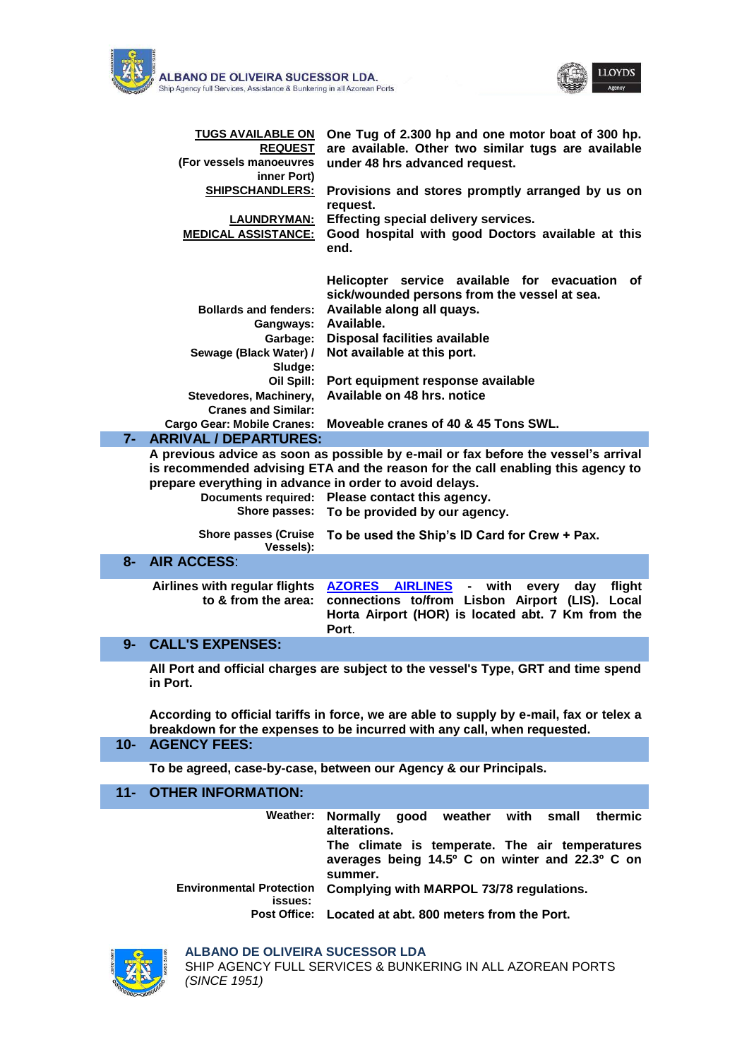| | |
|---|---|
| **TUGS AVAILABLE ON REQUEST** (For vessels manoeuvres inner Port) | **One Tug of 2.300 hp and one motor boat of 300 hp. are available. Other two similar tugs are available under 48 hrs advanced request.** |
| **SHIPSCHANDLERS:** | **Provisions and stores promptly arranged by us on request.** |
| **LAUNDRYMAN:** | **Effecting special delivery services.** |
| **MEDICAL ASSISTANCE:** | **Good hospital with good Doctors available at this end.** <br><br> **Helicopter service available for evacuation of sick/wounded persons from the vessel at sea.** |
| **Bollards and fenders:** | **Available along all quays.** |
| **Gangways:** | **Available.** |
| **Garbage:** | **Disposal facilities available** |
| **Sewage (Black Water) / Sludge:** | **Not available at this port.** |
| **Oil Spill:** | **Port equipment response available** |
| **Stevedores, Machinery, Cranes and Similar:** | **Available on 48 hrs. notice** |
| **Cargo Gear: Mobile Cranes:** | **Moveable cranes of 40 & 45 Tons SWL.** |

## 7- ARRIVAL / DEPARTURES:

**A previous advice as soon as possible by e-mail or fax before the vessel's arrival is recommended advising ETA and the reason for the call enabling this agency to prepare everything in advance in order to avoid delays.**

| | |
|---|---|
| **Documents required:** | **Please contact this agency.** |
| **Shore passes:** | **To be provided by our agency.** |
| **Shore passes (Cruise Vessels):** | **To be used the Ship's ID Card for Crew + Pax.** |

## 8- AIR ACCESS:

| | |
|---|---|
| **Airlines with regular flights to & from the area:** | **AZORES AIRLINES - with every day flight connections to/from Lisbon Airport (LIS). Local Horta Airport (HOR) is located abt. 7 Km from the Port.** |

## 9- CALL'S EXPENSES:

**All Port and official charges are subject to the vessel's Type, GRT and time spend in Port.**

**According to official tariffs in force, we are able to supply by e-mail, fax or telex a breakdown for the expenses to be incurred with any call, when requested.**

## 10- AGENCY FEES:

**To be agreed, case-by-case, between our Agency & our Principals.**

## 11- OTHER INFORMATION:

| | |
|---|---|
| **Weather:** | **Normally good weather with small thermic alterations.** <br> **The climate is temperate. The air temperatures averages being 14.5º C on winter and 22.3º C on summer.** |
| **Environmental Protection issues:** | **Complying with MARPOL 73/78 regulations.** |
| **Post Office:** | **Located at abt. 800 meters from the Port.** |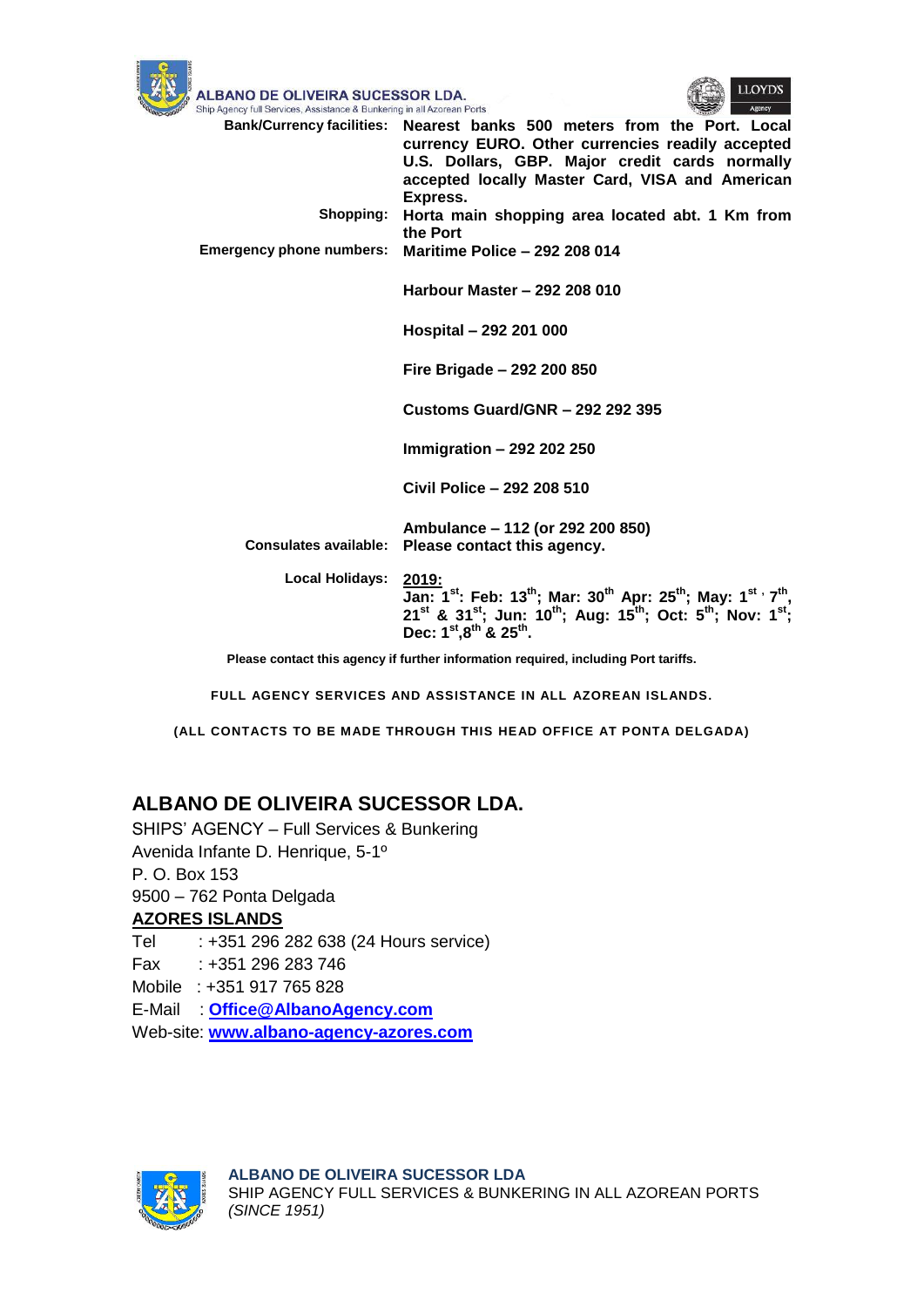| | |
|---|---|
| **Bank/Currency facilities:** | **Nearest banks 500 meters from the Port. Local currency EURO. Other currencies readily accepted U.S. Dollars, GBP. Major credit cards normally accepted locally Master Card, VISA and American Express.** |
| **Shopping:** | **Horta main shopping area located abt. 1 Km from the Port** |
| **Emergency phone numbers:** | **Maritime Police – 292 208 014**<br><br>**Harbour Master – 292 208 010**<br><br>**Hospital – 292 201 000**<br><br>**Fire Brigade – 292 200 850**<br><br>**Customs Guard/GNR – 292 292 395**<br><br>**Immigration – 292 202 250**<br><br>**Civil Police – 292 208 510**<br><br>**Ambulance – 112 (or 292 200 850)** |
| **Consulates available:** | **Please contact this agency.** |
| **Local Holidays:** | **2019:**<br>**Jan: 1st; Feb: 13th; Mar: 30th Apr: 25th; May: 1st, 7th, 21st & 31st; Jun: 10th; Aug: 15th; Oct: 5th; Nov: 1st; Dec: 1st, 8th & 25th.** |

**Please contact this agency if further information required, including Port tariffs.**

**FULL AGENCY SERVICES AND ASSISTANCE IN ALL AZOREAN ISLANDS.**

**(ALL CONTACTS TO BE MADE THROUGH THIS HEAD OFFICE AT PONTA DELGADA)**

## ALBANO DE OLIVEIRA SUCESSOR LDA.

SHIPS' AGENCY – Full Services & Bunkering
Avenida Infante D. Henrique, 5-1º
P. O. Box 153
9500 – 762 Ponta Delgada

**AZORES ISLANDS**

Tel : +351 296 282 638 (24 Hours service)
Fax : +351 296 283 746
Mobile : +351 917 765 828
E-Mail : **Office@AlbanoAgency.com**
Web-site: **www.albano-agency-azores.com**